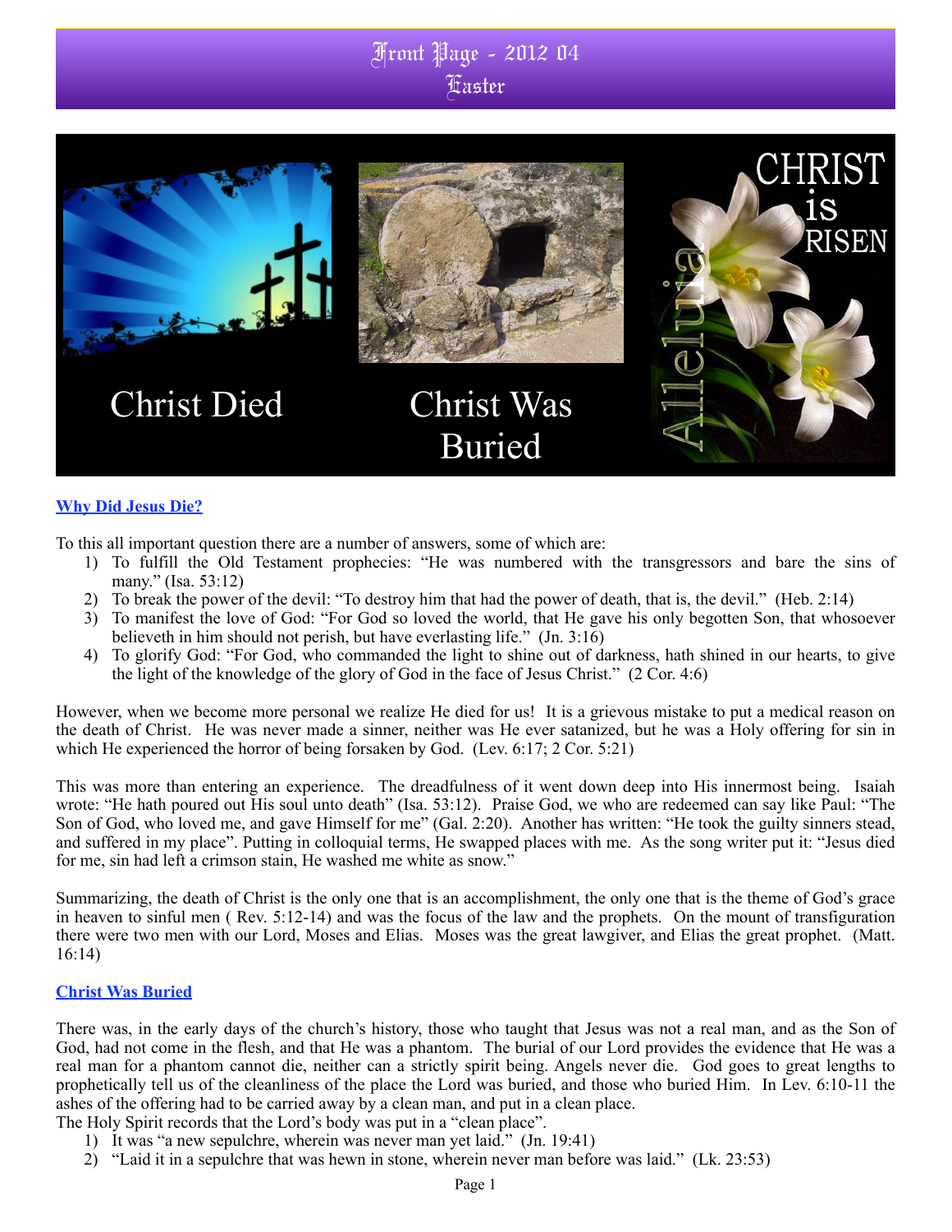# Front Page - 2012 04
## Easter

Christ Died

Christ Was Buried

CHRIST is RISEN

Alleluia

### Why Did Jesus Die?

To this all important question there are a number of answers, some of which are:

1) To fulfill the Old Testament prophecies: "He was numbered with the transgressors and bare the sins of many." (Isa. 53:12)
2) To break the power of the devil: "To destroy him that had the power of death, that is, the devil." (Heb. 2:14)
3) To manifest the love of God: "For God so loved the world, that He gave his only begotten Son, that whosoever believeth in him should not perish, but have everlasting life." (Jn. 3:16)
4) To glorify God: "For God, who commanded the light to shine out of darkness, hath shined in our hearts, to give the light of the knowledge of the glory of God in the face of Jesus Christ." (2 Cor. 4:6)

However, when we become more personal we realize He died for us! It is a grievous mistake to put a medical reason on the death of Christ. He was never made a sinner, neither was He ever satanized, but he was a Holy offering for sin in which He experienced the horror of being forsaken by God. (Lev. 6:17; 2 Cor. 5:21)

This was more than entering an experience. The dreadfulness of it went down deep into His innermost being. Isaiah wrote: "He hath poured out His soul unto death" (Isa. 53:12). Praise God, we who are redeemed can say like Paul: "The Son of God, who loved me, and gave Himself for me" (Gal. 2:20). Another has written: "He took the guilty sinners stead, and suffered in my place". Putting in colloquial terms, He swapped places with me. As the song writer put it: "Jesus died for me, sin had left a crimson stain, He washed me white as snow."

Summarizing, the death of Christ is the only one that is an accomplishment, the only one that is the theme of God's grace in heaven to sinful men ( Rev. 5:12-14) and was the focus of the law and the prophets. On the mount of transfiguration there were two men with our Lord, Moses and Elias. Moses was the great lawgiver, and Elias the great prophet. (Matt. 16:14)

### Christ Was Buried

There was, in the early days of the church's history, those who taught that Jesus was not a real man, and as the Son of God, had not come in the flesh, and that He was a phantom. The burial of our Lord provides the evidence that He was a real man for a phantom cannot die, neither can a strictly spirit being. Angels never die. God goes to great lengths to prophetically tell us of the cleanliness of the place the Lord was buried, and those who buried Him. In Lev. 6:10-11 the ashes of the offering had to be carried away by a clean man, and put in a clean place.
The Holy Spirit records that the Lord's body was put in a "clean place".

1) It was "a new sepulchre, wherein was never man yet laid." (Jn. 19:41)
2) "Laid it in a sepulchre that was hewn in stone, wherein never man before was laid." (Lk. 23:53)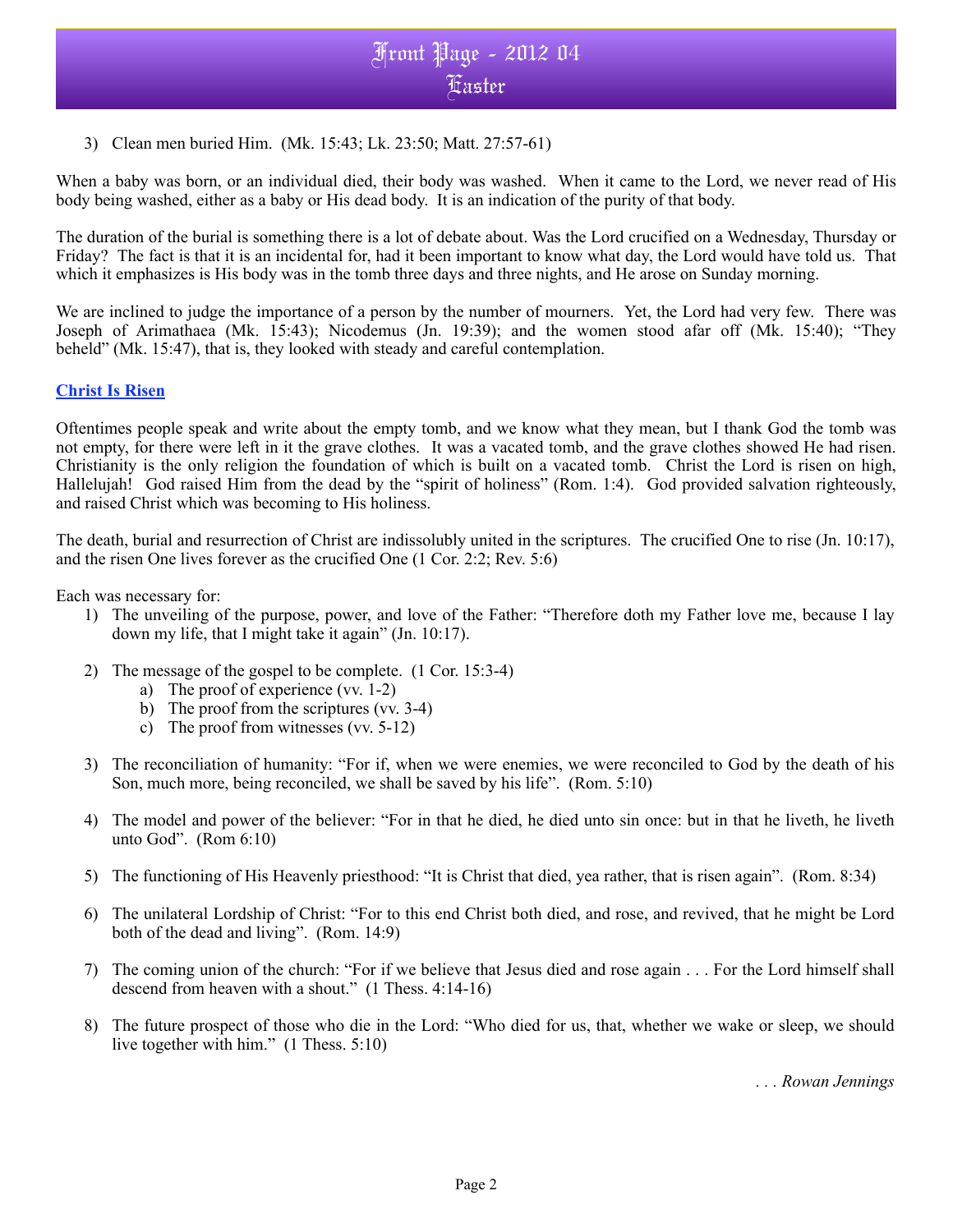3) Clean men buried Him. (Mk. 15:43; Lk. 23:50; Matt. 27:57-61)

When a baby was born, or an individual died, their body was washed. When it came to the Lord, we never read of His body being washed, either as a baby or His dead body. It is an indication of the purity of that body.

The duration of the burial is something there is a lot of debate about. Was the Lord crucified on a Wednesday, Thursday or Friday? The fact is that it is an incidental for, had it been important to know what day, the Lord would have told us. That which it emphasizes is His body was in the tomb three days and three nights, and He arose on Sunday morning.

We are inclined to judge the importance of a person by the number of mourners. Yet, the Lord had very few. There was Joseph of Arimathaea (Mk. 15:43); Nicodemus (Jn. 19:39); and the women stood afar off (Mk. 15:40); "They beheld" (Mk. 15:47), that is, they looked with steady and careful contemplation.

**Christ Is Risen**

Oftentimes people speak and write about the empty tomb, and we know what they mean, but I thank God the tomb was not empty, for there were left in it the grave clothes. It was a vacated tomb, and the grave clothes showed He had risen. Christianity is the only religion the foundation of which is built on a vacated tomb. Christ the Lord is risen on high, Hallelujah! God raised Him from the dead by the "spirit of holiness" (Rom. 1:4). God provided salvation righteously, and raised Christ which was becoming to His holiness.

The death, burial and resurrection of Christ are indissolubly united in the scriptures. The crucified One to rise (Jn. 10:17), and the risen One lives forever as the crucified One (1 Cor. 2:2; Rev. 5:6)

Each was necessary for:

1) The unveiling of the purpose, power, and love of the Father: "Therefore doth my Father love me, because I lay down my life, that I might take it again" (Jn. 10:17).

2) The message of the gospel to be complete. (1 Cor. 15:3-4)
    a) The proof of experience (vv. 1-2)
    b) The proof from the scriptures (vv. 3-4)
    c) The proof from witnesses (vv. 5-12)

3) The reconciliation of humanity: "For if, when we were enemies, we were reconciled to God by the death of his Son, much more, being reconciled, we shall be saved by his life". (Rom. 5:10)

4) The model and power of the believer: "For in that he died, he died unto sin once: but in that he liveth, he liveth unto God". (Rom 6:10)

5) The functioning of His Heavenly priesthood: "It is Christ that died, yea rather, that is risen again". (Rom. 8:34)

6) The unilateral Lordship of Christ: "For to this end Christ both died, and rose, and revived, that he might be Lord both of the dead and living". (Rom. 14:9)

7) The coming union of the church: "For if we believe that Jesus died and rose again . . . For the Lord himself shall descend from heaven with a shout." (1 Thess. 4:14-16)

8) The future prospect of those who die in the Lord: "Who died for us, that, whether we wake or sleep, we should live together with him." (1 Thess. 5:10)

*. . . Rowan Jennings*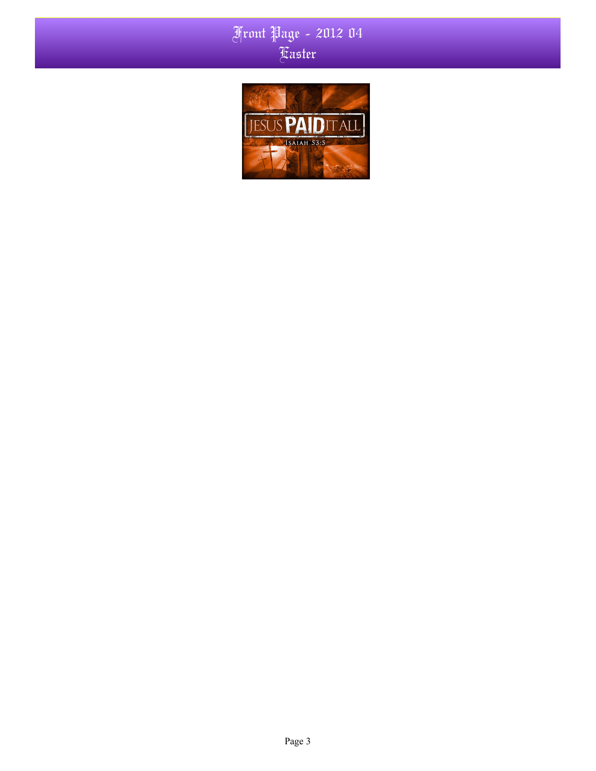# Front Page - 2012 04
# Easter